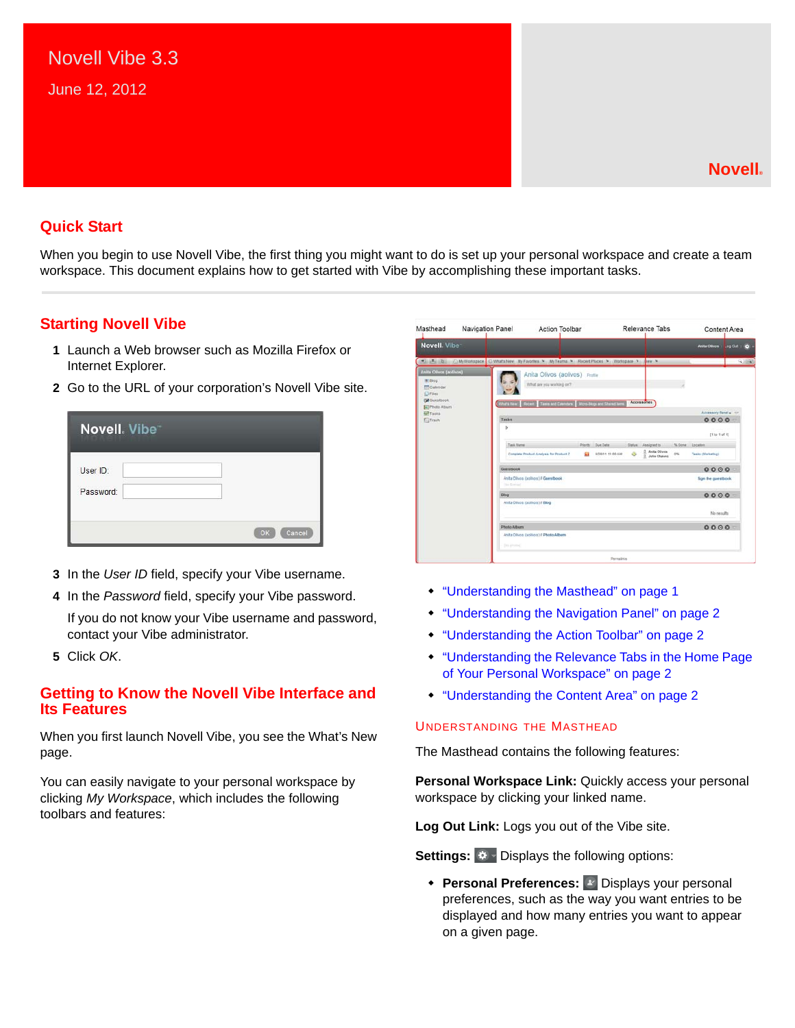# Novell Vibe 3.3

June 12, 2012

Novell.

## Quick Start

When you begin to use Novell Vibe, the first thing you might want to do is set up your personal workspace and create a team workspace. This document explains how to get started with Vibe by accomplishing these important tasks.

## Starting Novell Vibe

1. Launch a Web browser such as Mozilla Firefox or Internet Explorer.
2. Go to the URL of your corporation's Novell Vibe site.
3. In the *User ID* field, specify your Vibe username.
4. In the *Password* field, specify your Vibe password.

   If you do not know your Vibe username and password, contact your Vibe administrator.
5. Click *OK*.

## Getting to Know the Novell Vibe Interface and Its Features

When you first launch Novell Vibe, you see the What's New page.

You can easily navigate to your personal workspace by clicking *My Workspace*, which includes the following toolbars and features:

- "Understanding the Masthead" on page 1
- "Understanding the Navigation Panel" on page 2
- "Understanding the Action Toolbar" on page 2
- "Understanding the Relevance Tabs in the Home Page of Your Personal Workspace" on page 2
- "Understanding the Content Area" on page 2

### Understanding the Masthead

The Masthead contains the following features:

**Personal Workspace Link:** Quickly access your personal workspace by clicking your linked name.

**Log Out Link:** Logs you out of the Vibe site.

**Settings:** Displays the following options:

- **Personal Preferences:** Displays your personal preferences, such as the way you want entries to be displayed and how many entries you want to appear on a given page.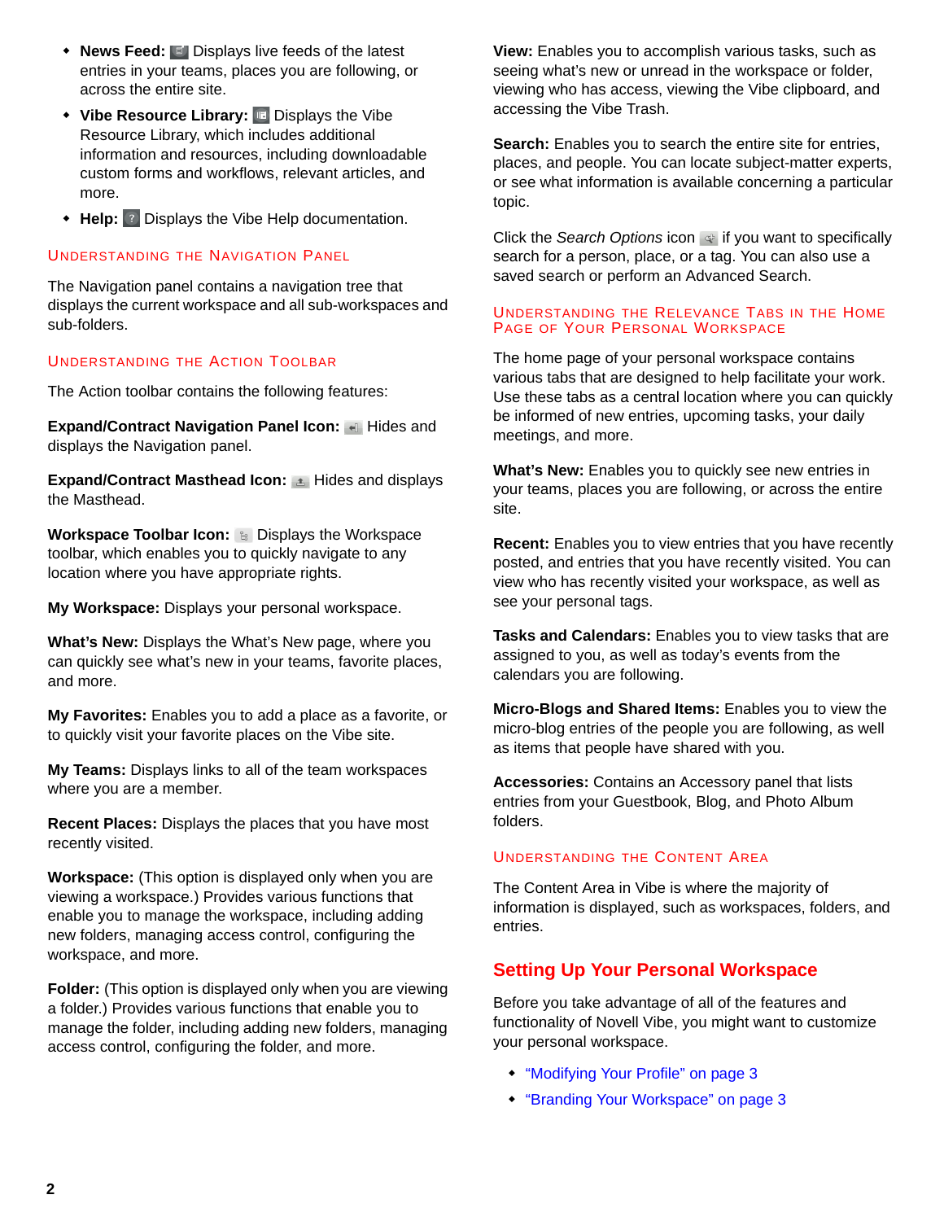- **News Feed:** Displays live feeds of the latest entries in your teams, places you are following, or across the entire site.
- **Vibe Resource Library:** Displays the Vibe Resource Library, which includes additional information and resources, including downloadable custom forms and workflows, relevant articles, and more.
- **Help:** Displays the Vibe Help documentation.

### Understanding the Navigation Panel

The Navigation panel contains a navigation tree that displays the current workspace and all sub-workspaces and sub-folders.

### Understanding the Action Toolbar

The Action toolbar contains the following features:

**Expand/Contract Navigation Panel Icon:** Hides and displays the Navigation panel.

**Expand/Contract Masthead Icon:** Hides and displays the Masthead.

**Workspace Toolbar Icon:** Displays the Workspace toolbar, which enables you to quickly navigate to any location where you have appropriate rights.

**My Workspace:** Displays your personal workspace.

**What's New:** Displays the What's New page, where you can quickly see what's new in your teams, favorite places, and more.

**My Favorites:** Enables you to add a place as a favorite, or to quickly visit your favorite places on the Vibe site.

**My Teams:** Displays links to all of the team workspaces where you are a member.

**Recent Places:** Displays the places that you have most recently visited.

**Workspace:** (This option is displayed only when you are viewing a workspace.) Provides various functions that enable you to manage the workspace, including adding new folders, managing access control, configuring the workspace, and more.

**Folder:** (This option is displayed only when you are viewing a folder.) Provides various functions that enable you to manage the folder, including adding new folders, managing access control, configuring the folder, and more.

**View:** Enables you to accomplish various tasks, such as seeing what's new or unread in the workspace or folder, viewing who has access, viewing the Vibe clipboard, and accessing the Vibe Trash.

**Search:** Enables you to search the entire site for entries, places, and people. You can locate subject-matter experts, or see what information is available concerning a particular topic.

Click the *Search Options* icon if you want to specifically search for a person, place, or a tag. You can also use a saved search or perform an Advanced Search.

### Understanding the Relevance Tabs in the Home Page of Your Personal Workspace

The home page of your personal workspace contains various tabs that are designed to help facilitate your work. Use these tabs as a central location where you can quickly be informed of new entries, upcoming tasks, your daily meetings, and more.

**What's New:** Enables you to quickly see new entries in your teams, places you are following, or across the entire site.

**Recent:** Enables you to view entries that you have recently posted, and entries that you have recently visited. You can view who has recently visited your workspace, as well as see your personal tags.

**Tasks and Calendars:** Enables you to view tasks that are assigned to you, as well as today's events from the calendars you are following.

**Micro-Blogs and Shared Items:** Enables you to view the micro-blog entries of the people you are following, as well as items that people have shared with you.

**Accessories:** Contains an Accessory panel that lists entries from your Guestbook, Blog, and Photo Album folders.

### Understanding the Content Area

The Content Area in Vibe is where the majority of information is displayed, such as workspaces, folders, and entries.

## Setting Up Your Personal Workspace

Before you take advantage of all of the features and functionality of Novell Vibe, you might want to customize your personal workspace.

- "Modifying Your Profile" on page 3
- "Branding Your Workspace" on page 3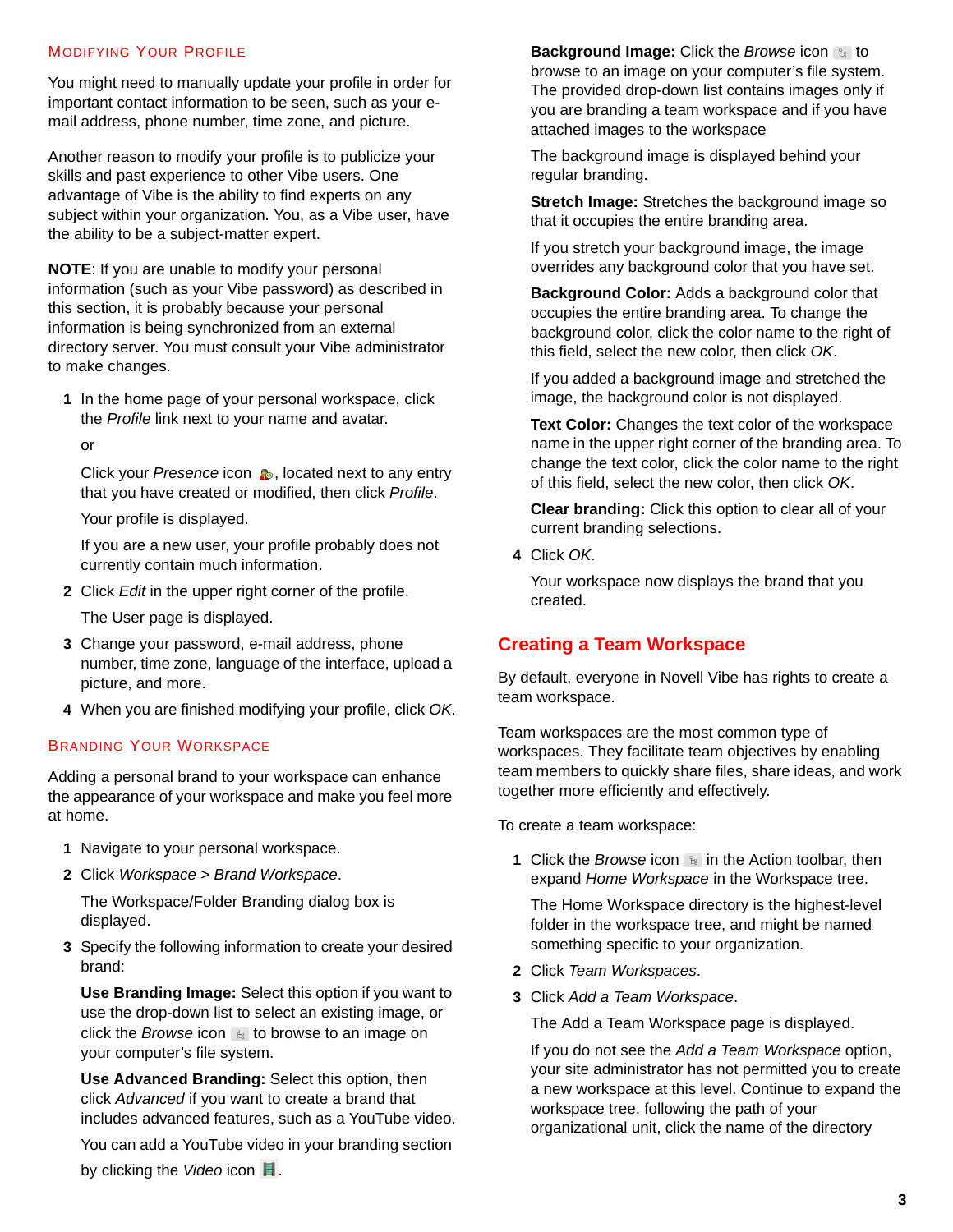### Modifying Your Profile

You might need to manually update your profile in order for important contact information to be seen, such as your e-mail address, phone number, time zone, and picture.

Another reason to modify your profile is to publicize your skills and past experience to other Vibe users. One advantage of Vibe is the ability to find experts on any subject within your organization. You, as a Vibe user, have the ability to be a subject-matter expert.

**NOTE**: If you are unable to modify your personal information (such as your Vibe password) as described in this section, it is probably because your personal information is being synchronized from an external directory server. You must consult your Vibe administrator to make changes.

1. In the home page of your personal workspace, click the *Profile* link next to your name and avatar.

   or

   Click your *Presence* icon, located next to any entry that you have created or modified, then click *Profile*.

   Your profile is displayed.

   If you are a new user, your profile probably does not currently contain much information.

2. Click *Edit* in the upper right corner of the profile.

   The User page is displayed.

3. Change your password, e-mail address, phone number, time zone, language of the interface, upload a picture, and more.
4. When you are finished modifying your profile, click *OK*.

### Branding Your Workspace

Adding a personal brand to your workspace can enhance the appearance of your workspace and make you feel more at home.

1. Navigate to your personal workspace.
2. Click *Workspace* > *Brand Workspace*.

   The Workspace/Folder Branding dialog box is displayed.

3. Specify the following information to create your desired brand:

   **Use Branding Image:** Select this option if you want to use the drop-down list to select an existing image, or click the *Browse* icon to browse to an image on your computer's file system.

   **Use Advanced Branding:** Select this option, then click *Advanced* if you want to create a brand that includes advanced features, such as a YouTube video.

   You can add a YouTube video in your branding section by clicking the *Video* icon.

   **Background Image:** Click the *Browse* icon to browse to an image on your computer's file system. The provided drop-down list contains images only if you are branding a team workspace and if you have attached images to the workspace

   The background image is displayed behind your regular branding.

   **Stretch Image:** Stretches the background image so that it occupies the entire branding area.

   If you stretch your background image, the image overrides any background color that you have set.

   **Background Color:** Adds a background color that occupies the entire branding area. To change the background color, click the color name to the right of this field, select the new color, then click *OK*.

   If you added a background image and stretched the image, the background color is not displayed.

   **Text Color:** Changes the text color of the workspace name in the upper right corner of the branding area. To change the text color, click the color name to the right of this field, select the new color, then click *OK*.

   **Clear branding:** Click this option to clear all of your current branding selections.

4. Click *OK*.

   Your workspace now displays the brand that you created.

## Creating a Team Workspace

By default, everyone in Novell Vibe has rights to create a team workspace.

Team workspaces are the most common type of workspaces. They facilitate team objectives by enabling team members to quickly share files, share ideas, and work together more efficiently and effectively.

To create a team workspace:

1. Click the *Browse* icon in the Action toolbar, then expand *Home Workspace* in the Workspace tree.

   The Home Workspace directory is the highest-level folder in the workspace tree, and might be named something specific to your organization.

2. Click *Team Workspaces*.
3. Click *Add a Team Workspace*.

   The Add a Team Workspace page is displayed.

   If you do not see the *Add a Team Workspace* option, your site administrator has not permitted you to create a new workspace at this level. Continue to expand the workspace tree, following the path of your organizational unit, click the name of the directory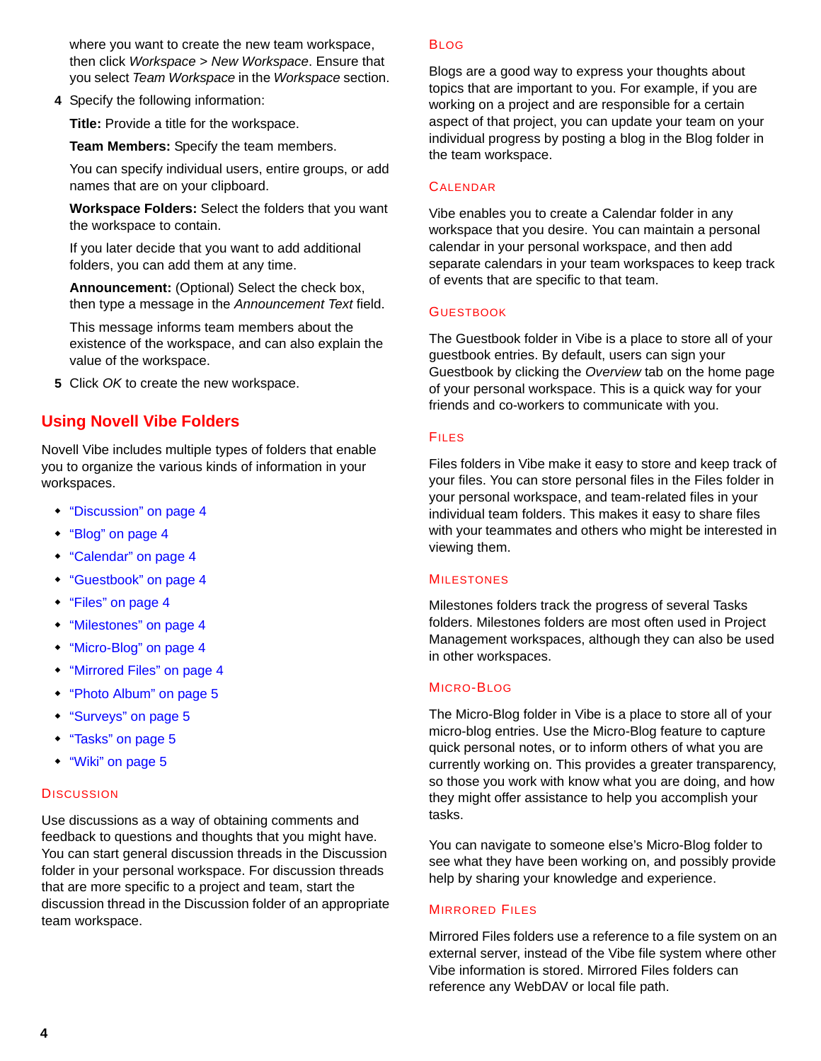where you want to create the new team workspace, then click *Workspace* > *New Workspace*. Ensure that you select *Team Workspace* in the *Workspace* section.

4 Specify the following information:

   **Title:** Provide a title for the workspace.

   **Team Members:** Specify the team members.

   You can specify individual users, entire groups, or add names that are on your clipboard.

   **Workspace Folders:** Select the folders that you want the workspace to contain.

   If you later decide that you want to add additional folders, you can add them at any time.

   **Announcement:** (Optional) Select the check box, then type a message in the *Announcement Text* field.

   This message informs team members about the existence of the workspace, and can also explain the value of the workspace.

5 Click *OK* to create the new workspace.

## Using Novell Vibe Folders

Novell Vibe includes multiple types of folders that enable you to organize the various kinds of information in your workspaces.

- "Discussion" on page 4
- "Blog" on page 4
- "Calendar" on page 4
- "Guestbook" on page 4
- "Files" on page 4
- "Milestones" on page 4
- "Micro-Blog" on page 4
- "Mirrored Files" on page 4
- "Photo Album" on page 5
- "Surveys" on page 5
- "Tasks" on page 5
- "Wiki" on page 5

### Discussion

Use discussions as a way of obtaining comments and feedback to questions and thoughts that you might have. You can start general discussion threads in the Discussion folder in your personal workspace. For discussion threads that are more specific to a project and team, start the discussion thread in the Discussion folder of an appropriate team workspace.

### Blog

Blogs are a good way to express your thoughts about topics that are important to you. For example, if you are working on a project and are responsible for a certain aspect of that project, you can update your team on your individual progress by posting a blog in the Blog folder in the team workspace.

### Calendar

Vibe enables you to create a Calendar folder in any workspace that you desire. You can maintain a personal calendar in your personal workspace, and then add separate calendars in your team workspaces to keep track of events that are specific to that team.

### Guestbook

The Guestbook folder in Vibe is a place to store all of your guestbook entries. By default, users can sign your Guestbook by clicking the *Overview* tab on the home page of your personal workspace. This is a quick way for your friends and co-workers to communicate with you.

### Files

Files folders in Vibe make it easy to store and keep track of your files. You can store personal files in the Files folder in your personal workspace, and team-related files in your individual team folders. This makes it easy to share files with your teammates and others who might be interested in viewing them.

### Milestones

Milestones folders track the progress of several Tasks folders. Milestones folders are most often used in Project Management workspaces, although they can also be used in other workspaces.

### Micro-Blog

The Micro-Blog folder in Vibe is a place to store all of your micro-blog entries. Use the Micro-Blog feature to capture quick personal notes, or to inform others of what you are currently working on. This provides a greater transparency, so those you work with know what you are doing, and how they might offer assistance to help you accomplish your tasks.

You can navigate to someone else's Micro-Blog folder to see what they have been working on, and possibly provide help by sharing your knowledge and experience.

### Mirrored Files

Mirrored Files folders use a reference to a file system on an external server, instead of the Vibe file system where other Vibe information is stored. Mirrored Files folders can reference any WebDAV or local file path.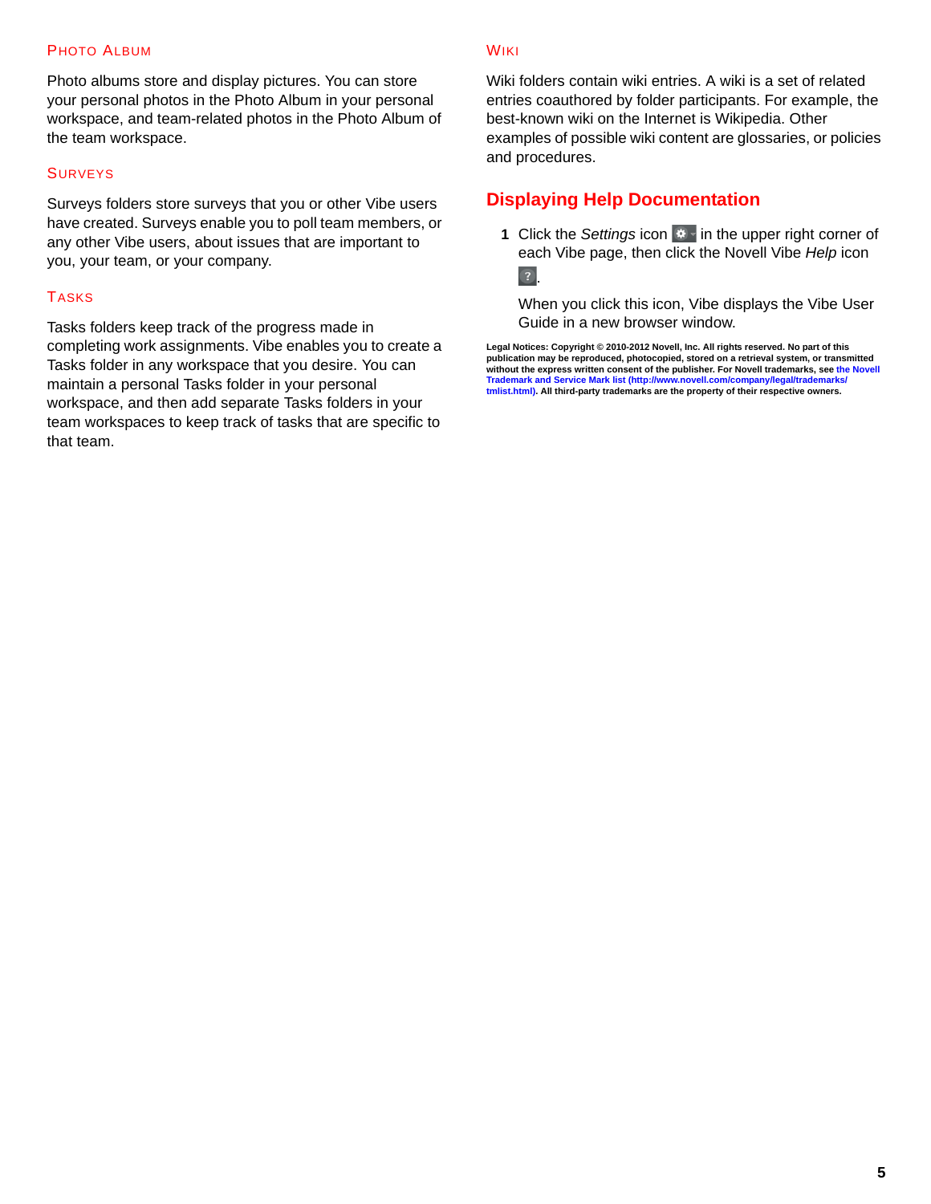### Photo Album

Photo albums store and display pictures. You can store your personal photos in the Photo Album in your personal workspace, and team-related photos in the Photo Album of the team workspace.

### Surveys

Surveys folders store surveys that you or other Vibe users have created. Surveys enable you to poll team members, or any other Vibe users, about issues that are important to you, your team, or your company.

### Tasks

Tasks folders keep track of the progress made in completing work assignments. Vibe enables you to create a Tasks folder in any workspace that you desire. You can maintain a personal Tasks folder in your personal workspace, and then add separate Tasks folders in your team workspaces to keep track of tasks that are specific to that team.

### Wiki

Wiki folders contain wiki entries. A wiki is a set of related entries coauthored by folder participants. For example, the best-known wiki on the Internet is Wikipedia. Other examples of possible wiki content are glossaries, or policies and procedures.

## Displaying Help Documentation

1. Click the *Settings* icon in the upper right corner of each Vibe page, then click the Novell Vibe *Help* icon.

   When you click this icon, Vibe displays the Vibe User Guide in a new browser window.

**Legal Notices: Copyright © 2010-2012 Novell, Inc. All rights reserved. No part of this publication may be reproduced, photocopied, stored on a retrieval system, or transmitted without the express written consent of the publisher. For Novell trademarks, see the Novell Trademark and Service Mark list (http://www.novell.com/company/legal/trademarks/tmlist.html). All third-party trademarks are the property of their respective owners.**